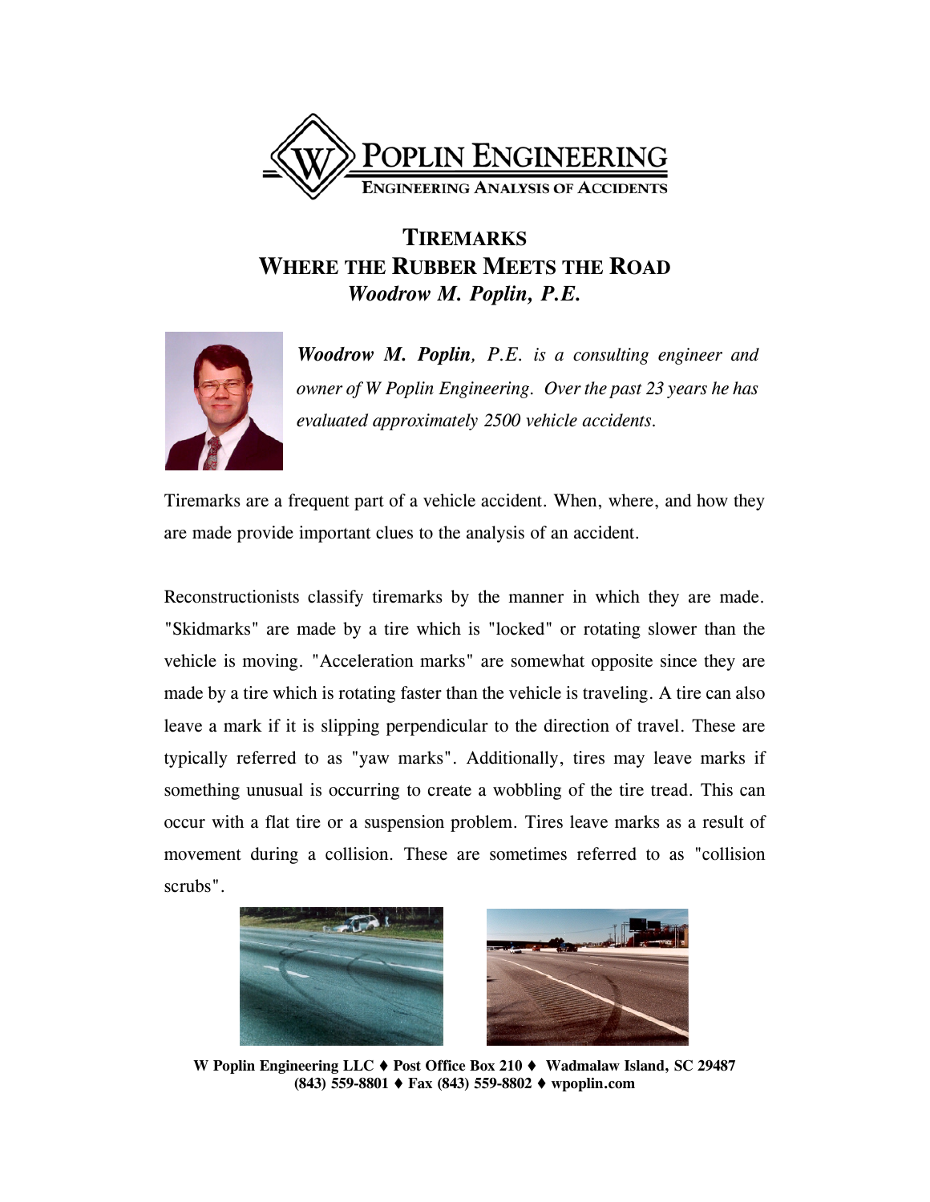# POPLIN ENGINEERING

ENGINEERING ANALYSIS OF ACCIDENTS

## TIREMARKS
## WHERE THE RUBBER MEETS THE ROAD

***Woodrow M. Poplin, P.E.***

***Woodrow M. Poplin**, P.E. is a consulting engineer and owner of W Poplin Engineering. Over the past 23 years he has evaluated approximately 2500 vehicle accidents.*

Tiremarks are a frequent part of a vehicle accident. When, where, and how they are made provide important clues to the analysis of an accident.

Reconstructionists classify tiremarks by the manner in which they are made. "Skidmarks" are made by a tire which is "locked" or rotating slower than the vehicle is moving. "Acceleration marks" are somewhat opposite since they are made by a tire which is rotating faster than the vehicle is traveling. A tire can also leave a mark if it is slipping perpendicular to the direction of travel. These are typically referred to as "yaw marks". Additionally, tires may leave marks if something unusual is occurring to create a wobbling of the tire tread. This can occur with a flat tire or a suspension problem. Tires leave marks as a result of movement during a collision. These are sometimes referred to as "collision scrubs".

**W Poplin Engineering LLC ♦ Post Office Box 210 ♦ Wadmalaw Island, SC 29487**
**(843) 559-8801 ♦ Fax (843) 559-8802 ♦ wpoplin.com**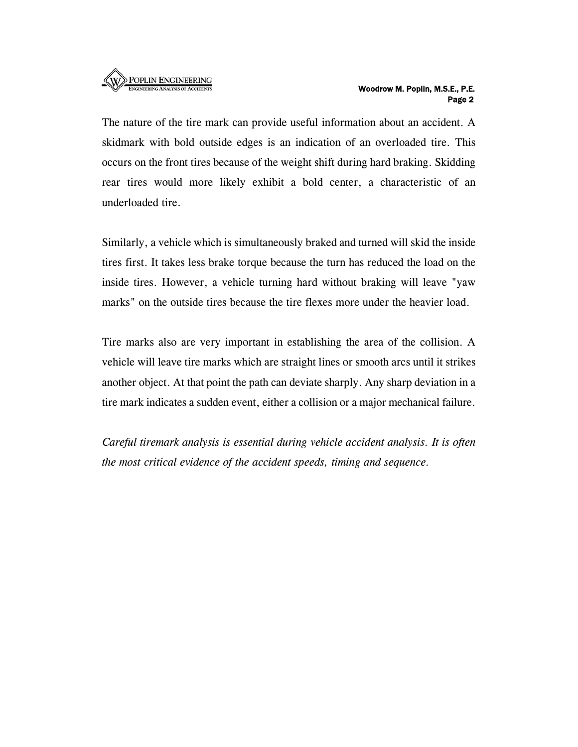The nature of the tire mark can provide useful information about an accident. A skidmark with bold outside edges is an indication of an overloaded tire. This occurs on the front tires because of the weight shift during hard braking. Skidding rear tires would more likely exhibit a bold center, a characteristic of an underloaded tire.

Similarly, a vehicle which is simultaneously braked and turned will skid the inside tires first. It takes less brake torque because the turn has reduced the load on the inside tires. However, a vehicle turning hard without braking will leave "yaw marks" on the outside tires because the tire flexes more under the heavier load.

Tire marks also are very important in establishing the area of the collision. A vehicle will leave tire marks which are straight lines or smooth arcs until it strikes another object. At that point the path can deviate sharply. Any sharp deviation in a tire mark indicates a sudden event, either a collision or a major mechanical failure.

*Careful tiremark analysis is essential during vehicle accident analysis. It is often the most critical evidence of the accident speeds, timing and sequence.*